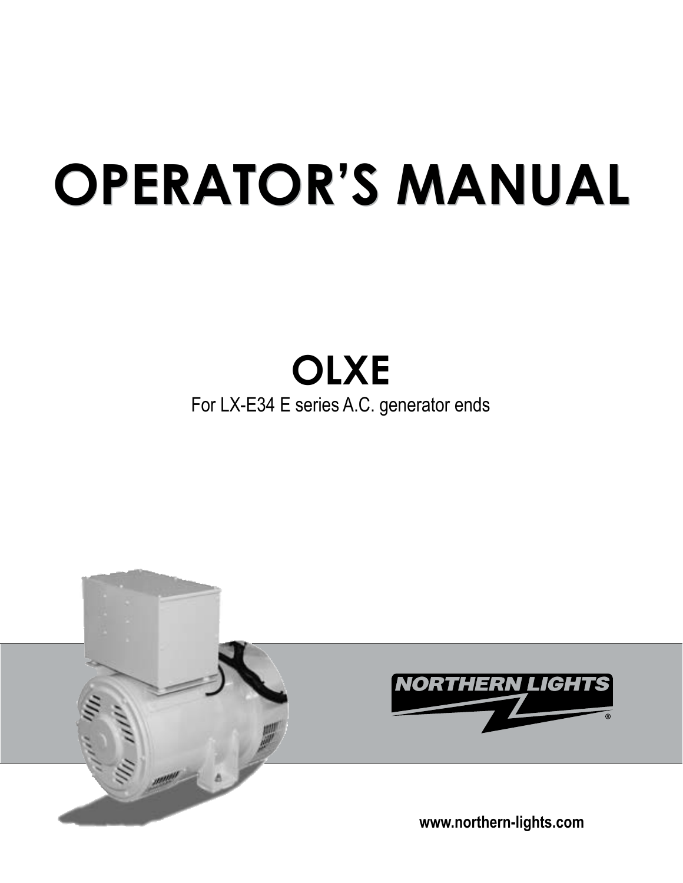# OPERATOR'S MANUAL

## OLXE

For LX-E34 E series A.C. generator ends

NORTHERN LIGHTS®

www.northern-lights.com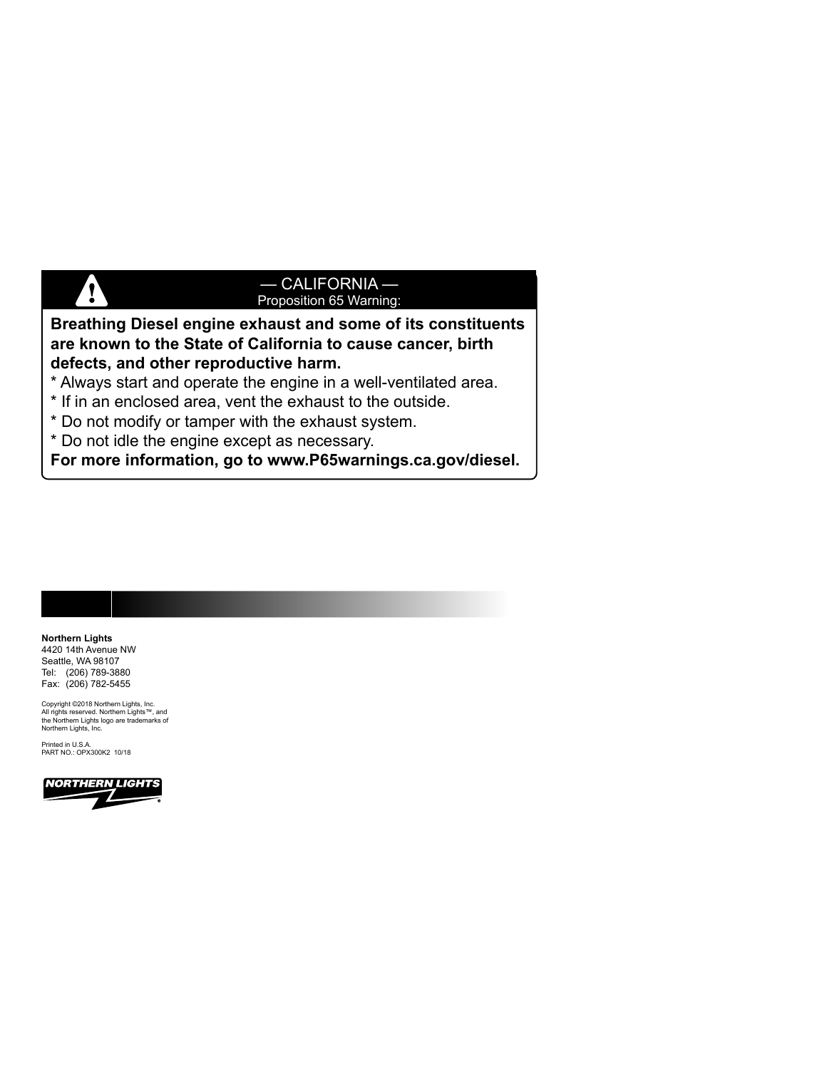## — CALIFORNIA —
Proposition 65 Warning:

**Breathing Diesel engine exhaust and some of its constituents are known to the State of California to cause cancer, birth defects, and other reproductive harm.**

* Always start and operate the engine in a well-ventilated area.
* If in an enclosed area, vent the exhaust to the outside.
* Do not modify or tamper with the exhaust system.
* Do not idle the engine except as necessary.

**For more information, go to www.P65warnings.ca.gov/diesel.**

**Northern Lights**
4420 14th Avenue NW
Seattle, WA 98107
Tel: (206) 789-3880
Fax: (206) 782-5455

Copyright ©2018 Northern Lights, Inc.
All rights reserved. Northern Lights™, and the Northern Lights logo are trademarks of Northern Lights, Inc.

Printed in U.S.A.
PART NO.: OPX300K2 10/18

NORTHERN LIGHTS®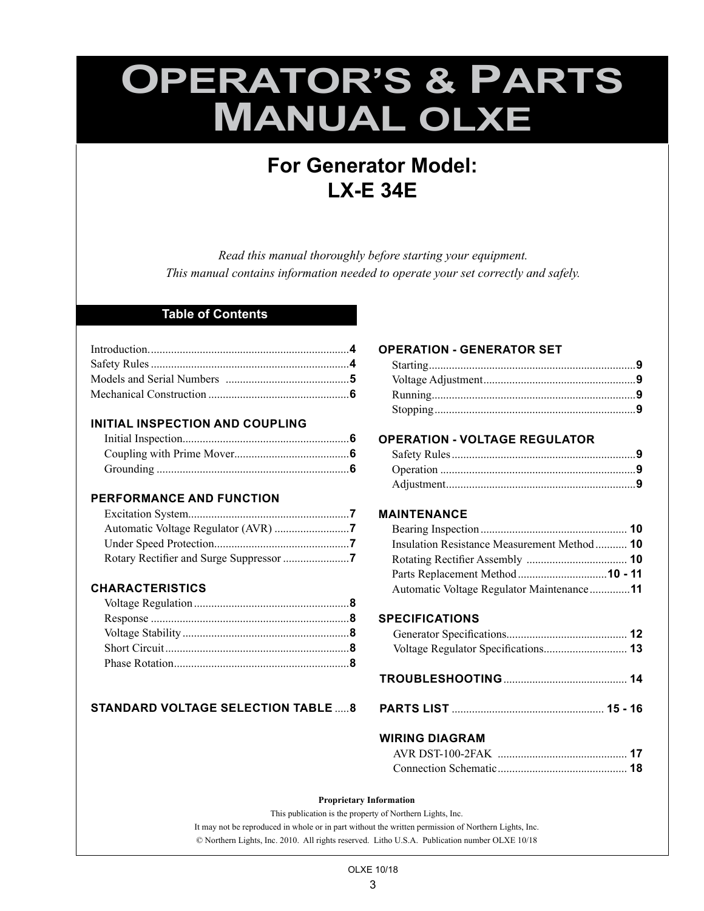# Operator's & Parts Manual OLXE

## For Generator Model: LX-E 34E

*Read this manual thoroughly before starting your equipment.*
*This manual contains information needed to operate your set correctly and safely.*

## Table of Contents

Introduction....................................................................**4**
Safety Rules ....................................................................**4**
Models and Serial Numbers ..........................................**5**
Mechanical Construction ................................................**6**

**INITIAL INSPECTION AND COUPLING**
- Initial Inspection.........................................................**6**
- Coupling with Prime Mover........................................**6**
- Grounding ..................................................................**6**

**PERFORMANCE AND FUNCTION**
- Excitation System........................................................**7**
- Automatic Voltage Regulator (AVR) ..........................**7**
- Under Speed Protection...............................................**7**
- Rotary Rectifier and Surge Suppressor .......................**7**

**CHARACTERISTICS**
- Voltage Regulation .....................................................**8**
- Response ....................................................................**8**
- Voltage Stability .........................................................**8**
- Short Circuit ...............................................................**8**
- Phase Rotation............................................................**8**

**STANDARD VOLTAGE SELECTION TABLE** .....**8**

**OPERATION - GENERATOR SET**
- Starting.......................................................................**9**
- Voltage Adjustment....................................................**9**
- Running......................................................................**9**
- Stopping.....................................................................**9**

**OPERATION - VOLTAGE REGULATOR**
- Safety Rules ...............................................................**9**
- Operation ...................................................................**9**
- Adjustment.................................................................**9**

**MAINTENANCE**
- Bearing Inspection .................................................. **10**
- Insulation Resistance Measurement Method........... **10**
- Rotating Rectifier Assembly .................................. **10**
- Parts Replacement Method ...............................**10 - 11**
- Automatic Voltage Regulator Maintenance.............**11**

**SPECIFICATIONS**
- Generator Specifications.......................................... **12**
- Voltage Regulator Specifications............................ **13**

**TROUBLESHOOTING** .......................................... **14**

**PARTS LIST** .................................................... **15 - 16**

**WIRING DIAGRAM**
- AVR DST-100-2FAK ............................................ **17**
- Connection Schematic............................................ **18**

**Proprietary Information**

This publication is the property of Northern Lights, Inc.
It may not be reproduced in whole or in part without the written permission of Northern Lights, Inc.
© Northern Lights, Inc. 2010. All rights reserved. Litho U.S.A. Publication number OLXE 10/18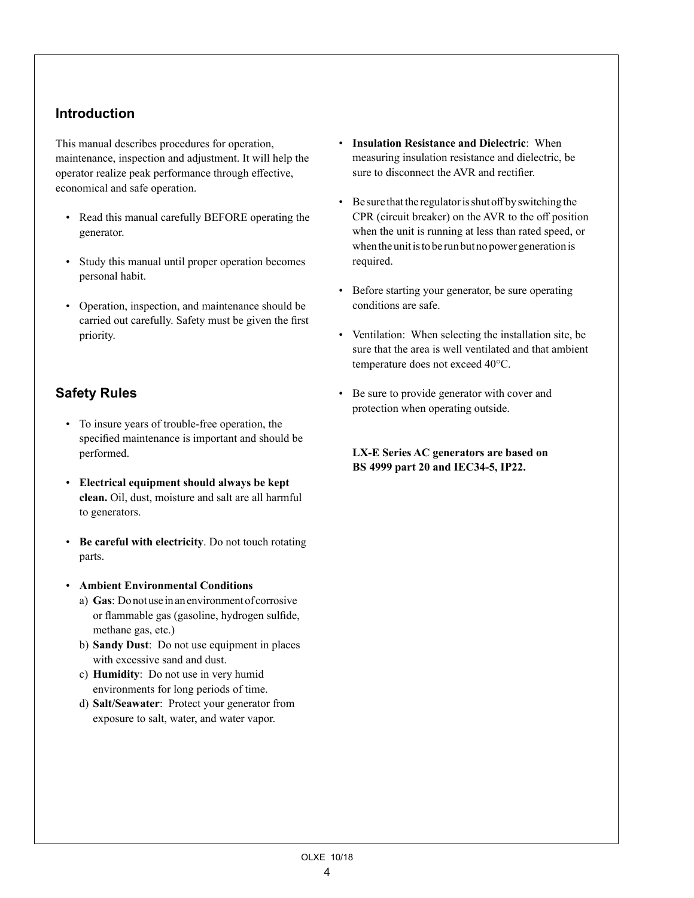## Introduction

This manual describes procedures for operation, maintenance, inspection and adjustment. It will help the operator realize peak performance through effective, economical and safe operation.

- Read this manual carefully BEFORE operating the generator.
- Study this manual until proper operation becomes personal habit.
- Operation, inspection, and maintenance should be carried out carefully. Safety must be given the first priority.

## Safety Rules

- To insure years of trouble-free operation, the specified maintenance is important and should be performed.
- **Electrical equipment should always be kept clean.** Oil, dust, moisture and salt are all harmful to generators.
- **Be careful with electricity**. Do not touch rotating parts.
- **Ambient Environmental Conditions**
  a) **Gas**: Do not use in an environment of corrosive or flammable gas (gasoline, hydrogen sulfide, methane gas, etc.)
  b) **Sandy Dust**: Do not use equipment in places with excessive sand and dust.
  c) **Humidity**: Do not use in very humid environments for long periods of time.
  d) **Salt/Seawater**: Protect your generator from exposure to salt, water, and water vapor.
- **Insulation Resistance and Dielectric**: When measuring insulation resistance and dielectric, be sure to disconnect the AVR and rectifier.
- Be sure that the regulator is shut off by switching the CPR (circuit breaker) on the AVR to the off position when the unit is running at less than rated speed, or when the unit is to be run but no power generation is required.
- Before starting your generator, be sure operating conditions are safe.
- Ventilation: When selecting the installation site, be sure that the area is well ventilated and that ambient temperature does not exceed 40°C.
- Be sure to provide generator with cover and protection when operating outside.

**LX-E Series AC generators are based on BS 4999 part 20 and IEC34-5, IP22.**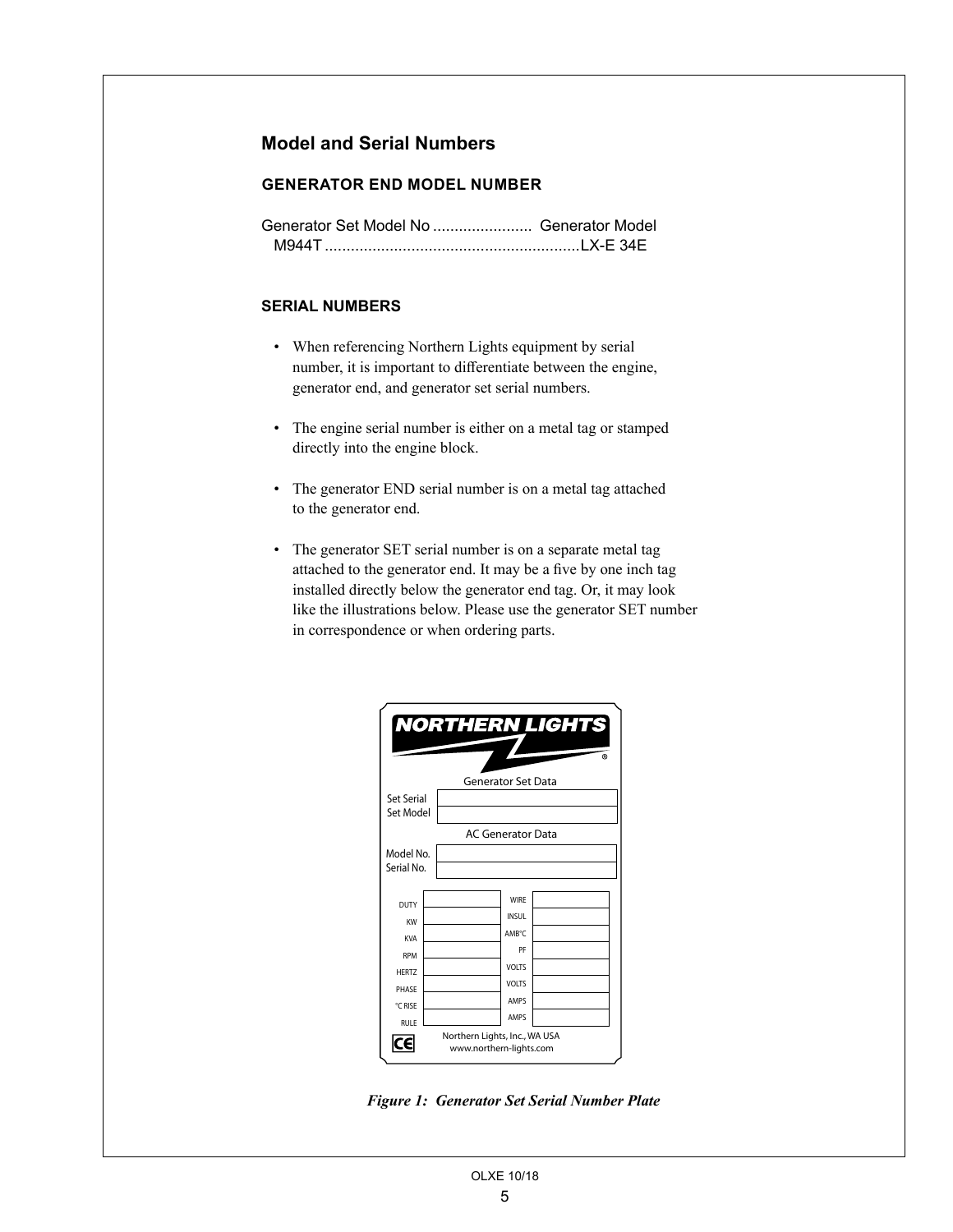## Model and Serial Numbers

### GENERATOR END MODEL NUMBER

Generator Set Model No ....................... Generator Model
M944T ..........................................................LX-E 34E

### SERIAL NUMBERS

- When referencing Northern Lights equipment by serial number, it is important to differentiate between the engine, generator end, and generator set serial numbers.
- The engine serial number is either on a metal tag or stamped directly into the engine block.
- The generator END serial number is on a metal tag attached to the generator end.
- The generator SET serial number is on a separate metal tag attached to the generator end. It may be a five by one inch tag installed directly below the generator end tag. Or, it may look like the illustrations below. Please use the generator SET number in correspondence or when ordering parts.

NORTHERN LIGHTS®

Generator Set Data

| | |
|---|---|
| Set Serial | |
| Set Model | |

AC Generator Data

| | |
|---|---|
| Model No. | |
| Serial No. | |

| | | | |
|---|---|---|---|
| DUTY | | WIRE | |
| KW | | INSUL | |
| KVA | | AMB°C | |
| RPM | | PF | |
| HERTZ | | VOLTS | |
| PHASE | | VOLTS | |
| °C RISE | | AMPS | |
| RULE | | AMPS | |

CE

Northern Lights, Inc., WA USA
www.northern-lights.com

*Figure 1: Generator Set Serial Number Plate*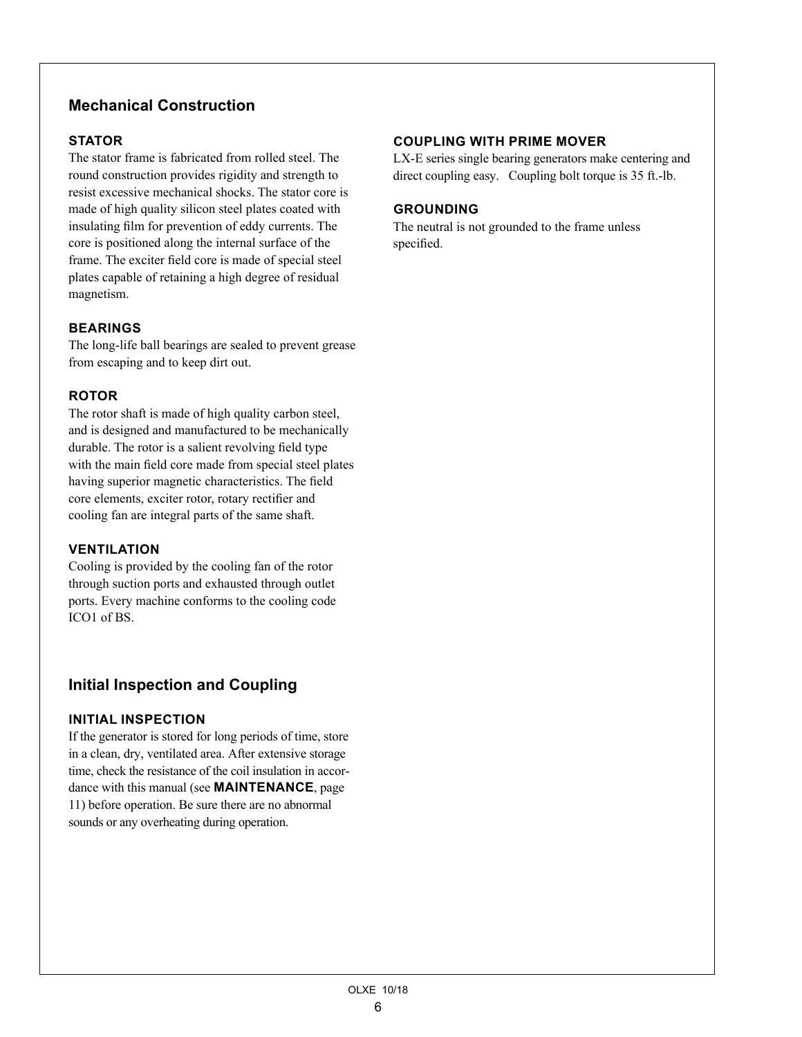## Mechanical Construction

### STATOR

The stator frame is fabricated from rolled steel. The round construction provides rigidity and strength to resist excessive mechanical shocks. The stator core is made of high quality silicon steel plates coated with insulating film for prevention of eddy currents. The core is positioned along the internal surface of the frame. The exciter field core is made of special steel plates capable of retaining a high degree of residual magnetism.

### BEARINGS

The long-life ball bearings are sealed to prevent grease from escaping and to keep dirt out.

### ROTOR

The rotor shaft is made of high quality carbon steel, and is designed and manufactured to be mechanically durable. The rotor is a salient revolving field type with the main field core made from special steel plates having superior magnetic characteristics. The field core elements, exciter rotor, rotary rectifier and cooling fan are integral parts of the same shaft.

### VENTILATION

Cooling is provided by the cooling fan of the rotor through suction ports and exhausted through outlet ports. Every machine conforms to the cooling code ICO1 of BS.

## Initial Inspection and Coupling

### INITIAL INSPECTION

If the generator is stored for long periods of time, store in a clean, dry, ventilated area. After extensive storage time, check the resistance of the coil insulation in accordance with this manual (see **MAINTENANCE**, page 11) before operation. Be sure there are no abnormal sounds or any overheating during operation.

### COUPLING WITH PRIME MOVER

LX-E series single bearing generators make centering and direct coupling easy. Coupling bolt torque is 35 ft.-lb.

### GROUNDING

The neutral is not grounded to the frame unless specified.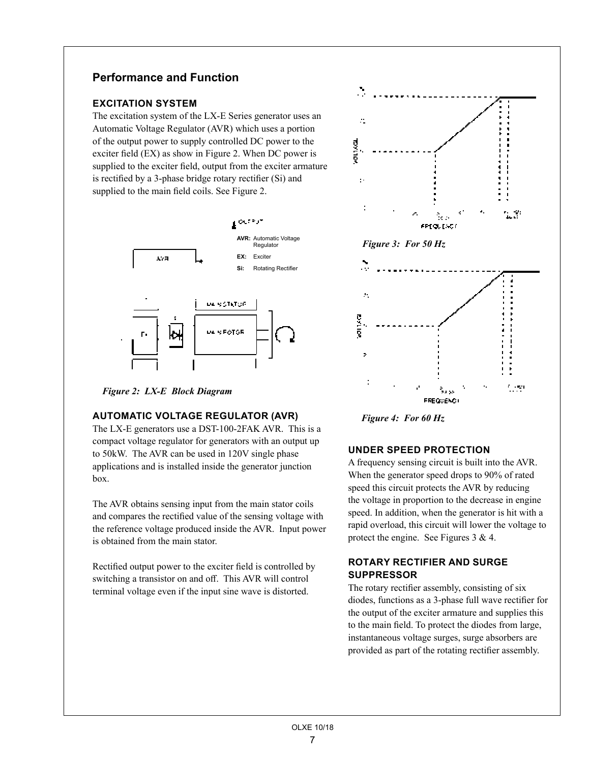## Performance and Function

### EXCITATION SYSTEM

The excitation system of the LX-E Series generator uses an Automatic Voltage Regulator (AVR) which uses a portion of the output power to supply controlled DC power to the exciter field (EX) as show in Figure 2. When DC power is supplied to the exciter field, output from the exciter armature is rectified by a 3-phase bridge rotary rectifier (Si) and supplied to the main field coils. See Figure 2.

**AVR:** Automatic Voltage Regulator
**EX:** Exciter
**Si:** Rotating Rectifier

*Figure 2: LX-E Block Diagram*

### AUTOMATIC VOLTAGE REGULATOR (AVR)

The LX-E generators use a DST-100-2FAK AVR. This is a compact voltage regulator for generators with an output up to 50kW. The AVR can be used in 120V single phase applications and is installed inside the generator junction box.

The AVR obtains sensing input from the main stator coils and compares the rectified value of the sensing voltage with the reference voltage produced inside the AVR. Input power is obtained from the main stator.

Rectified output power to the exciter field is controlled by switching a transistor on and off. This AVR will control terminal voltage even if the input sine wave is distorted.

*Figure 3: For 50 Hz*

*Figure 4: For 60 Hz*

### UNDER SPEED PROTECTION

A frequency sensing circuit is built into the AVR. When the generator speed drops to 90% of rated speed this circuit protects the AVR by reducing the voltage in proportion to the decrease in engine speed. In addition, when the generator is hit with a rapid overload, this circuit will lower the voltage to protect the engine. See Figures 3 & 4.

### ROTARY RECTIFIER AND SURGE SUPPRESSOR

The rotary rectifier assembly, consisting of six diodes, functions as a 3-phase full wave rectifier for the output of the exciter armature and supplies this to the main field. To protect the diodes from large, instantaneous voltage surges, surge absorbers are provided as part of the rotating rectifier assembly.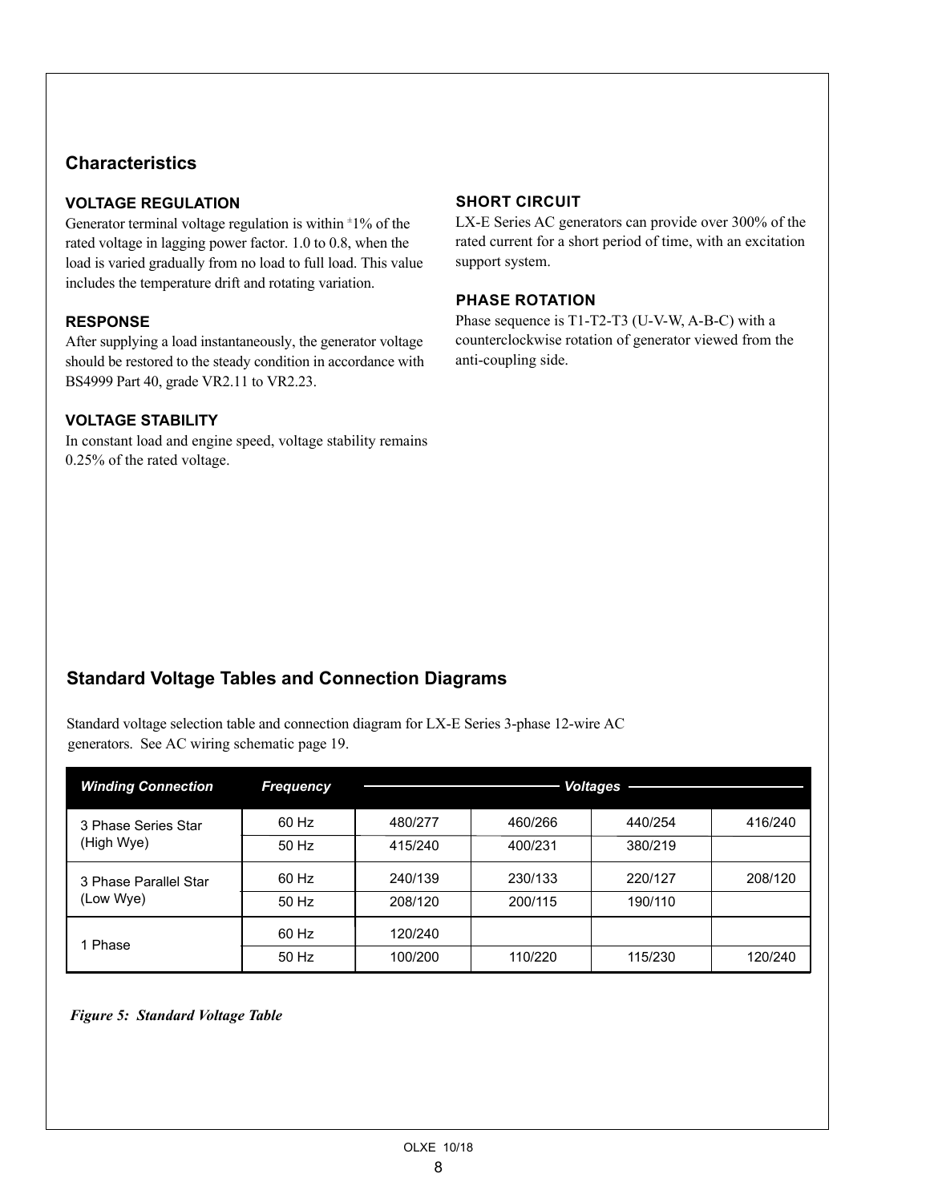## Characteristics

### VOLTAGE REGULATION

Generator terminal voltage regulation is within ±1% of the rated voltage in lagging power factor. 1.0 to 0.8, when the load is varied gradually from no load to full load. This value includes the temperature drift and rotating variation.

### RESPONSE

After supplying a load instantaneously, the generator voltage should be restored to the steady condition in accordance with BS4999 Part 40, grade VR2.11 to VR2.23.

### VOLTAGE STABILITY

In constant load and engine speed, voltage stability remains 0.25% of the rated voltage.

### SHORT CIRCUIT

LX-E Series AC generators can provide over 300% of the rated current for a short period of time, with an excitation support system.

### PHASE ROTATION

Phase sequence is T1-T2-T3 (U-V-W, A-B-C) with a counterclockwise rotation of generator viewed from the anti-coupling side.

## Standard Voltage Tables and Connection Diagrams

Standard voltage selection table and connection diagram for LX-E Series 3-phase 12-wire AC generators. See AC wiring schematic page 19.

| *Winding Connection* | *Frequency* | *Voltages* | | | |
|---|---|---|---|---|---|
| 3 Phase Series Star (High Wye) | 60 Hz | 480/277 | 460/266 | 440/254 | 416/240 |
| | 50 Hz | 415/240 | 400/231 | 380/219 | |
| 3 Phase Parallel Star (Low Wye) | 60 Hz | 240/139 | 230/133 | 220/127 | 208/120 |
| | 50 Hz | 208/120 | 200/115 | 190/110 | |
| 1 Phase | 60 Hz | 120/240 | | | |
| | 50 Hz | 100/200 | 110/220 | 115/230 | 120/240 |

*Figure 5: Standard Voltage Table*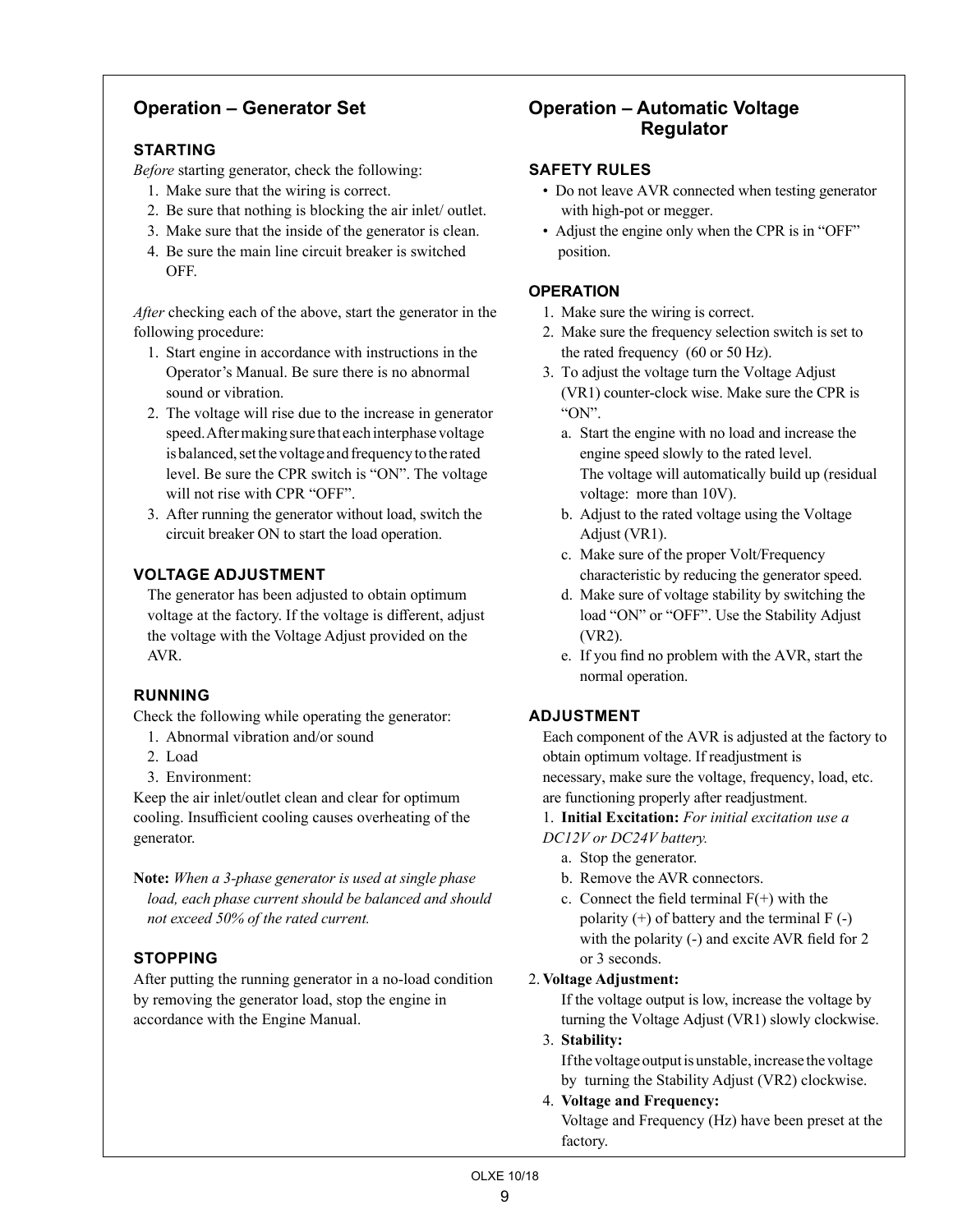## Operation – Generator Set

### STARTING

*Before* starting generator, check the following:

1. Make sure that the wiring is correct.
2. Be sure that nothing is blocking the air inlet/ outlet.
3. Make sure that the inside of the generator is clean.
4. Be sure the main line circuit breaker is switched OFF.

*After* checking each of the above, start the generator in the following procedure:

1. Start engine in accordance with instructions in the Operator's Manual. Be sure there is no abnormal sound or vibration.
2. The voltage will rise due to the increase in generator speed. After making sure that each interphase voltage is balanced, set the voltage and frequency to the rated level. Be sure the CPR switch is "ON". The voltage will not rise with CPR "OFF".
3. After running the generator without load, switch the circuit breaker ON to start the load operation.

### VOLTAGE ADJUSTMENT

The generator has been adjusted to obtain optimum voltage at the factory. If the voltage is different, adjust the voltage with the Voltage Adjust provided on the AVR.

### RUNNING

Check the following while operating the generator:

1. Abnormal vibration and/or sound
2. Load
3. Environment:

Keep the air inlet/outlet clean and clear for optimum cooling. Insufficient cooling causes overheating of the generator.

**Note:** *When a 3-phase generator is used at single phase load, each phase current should be balanced and should not exceed 50% of the rated current.*

### STOPPING

After putting the running generator in a no-load condition by removing the generator load, stop the engine in accordance with the Engine Manual.

## Operation – Automatic Voltage Regulator

### SAFETY RULES

- Do not leave AVR connected when testing generator with high-pot or megger.
- Adjust the engine only when the CPR is in "OFF" position.

### OPERATION

1. Make sure the wiring is correct.
2. Make sure the frequency selection switch is set to the rated frequency (60 or 50 Hz).
3. To adjust the voltage turn the Voltage Adjust (VR1) counter-clock wise. Make sure the CPR is "ON".
   a. Start the engine with no load and increase the engine speed slowly to the rated level. The voltage will automatically build up (residual voltage: more than 10V).
   b. Adjust to the rated voltage using the Voltage Adjust (VR1).
   c. Make sure of the proper Volt/Frequency characteristic by reducing the generator speed.
   d. Make sure of voltage stability by switching the load "ON" or "OFF". Use the Stability Adjust (VR2).
   e. If you find no problem with the AVR, start the normal operation.

### ADJUSTMENT

Each component of the AVR is adjusted at the factory to obtain optimum voltage. If readjustment is necessary, make sure the voltage, frequency, load, etc. are functioning properly after readjustment.

1. **Initial Excitation:** *For initial excitation use a DC12V or DC24V battery.*
   a. Stop the generator.
   b. Remove the AVR connectors.
   c. Connect the field terminal F(+) with the polarity (+) of battery and the terminal F (-) with the polarity (-) and excite AVR field for 2 or 3 seconds.
2. **Voltage Adjustment:**
   If the voltage output is low, increase the voltage by turning the Voltage Adjust (VR1) slowly clockwise.
3. **Stability:**
   If the voltage output is unstable, increase the voltage by turning the Stability Adjust (VR2) clockwise.
4. **Voltage and Frequency:**
   Voltage and Frequency (Hz) have been preset at the factory.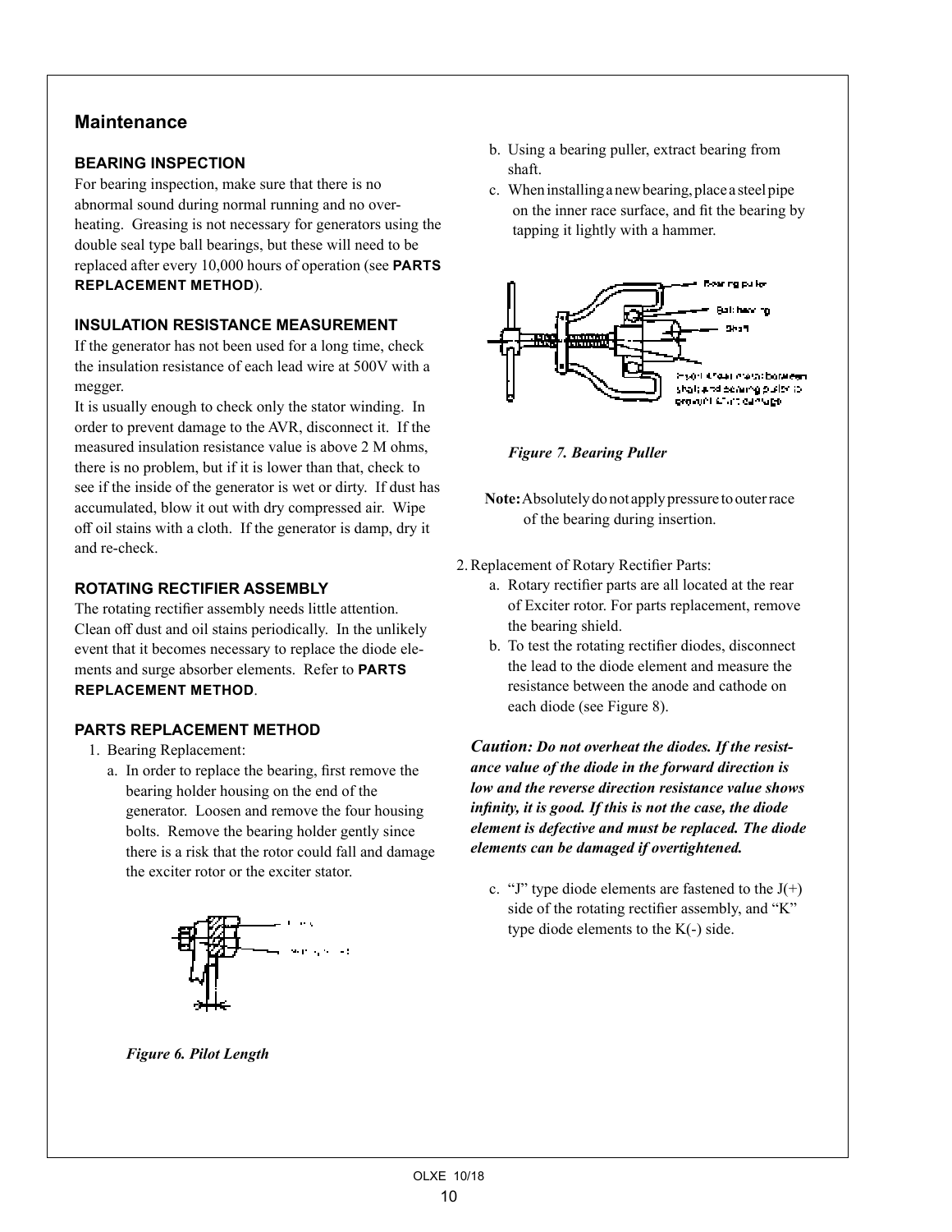## Maintenance

### BEARING INSPECTION

For bearing inspection, make sure that there is no abnormal sound during normal running and no overheating. Greasing is not necessary for generators using the double seal type ball bearings, but these will need to be replaced after every 10,000 hours of operation (see **PARTS REPLACEMENT METHOD**).

### INSULATION RESISTANCE MEASUREMENT

If the generator has not been used for a long time, check the insulation resistance of each lead wire at 500V with a megger.

It is usually enough to check only the stator winding. In order to prevent damage to the AVR, disconnect it. If the measured insulation resistance value is above 2 M ohms, there is no problem, but if it is lower than that, check to see if the inside of the generator is wet or dirty. If dust has accumulated, blow it out with dry compressed air. Wipe off oil stains with a cloth. If the generator is damp, dry it and re-check.

### ROTATING RECTIFIER ASSEMBLY

The rotating rectifier assembly needs little attention. Clean off dust and oil stains periodically. In the unlikely event that it becomes necessary to replace the diode elements and surge absorber elements. Refer to **PARTS REPLACEMENT METHOD**.

### PARTS REPLACEMENT METHOD

1. Bearing Replacement:
   a. In order to replace the bearing, first remove the bearing holder housing on the end of the generator. Loosen and remove the four housing bolts. Remove the bearing holder gently since there is a risk that the rotor could fall and damage the exciter rotor or the exciter stator.

*Figure 6. Pilot Length*

   b. Using a bearing puller, extract bearing from shaft.
   c. When installing a new bearing, place a steel pipe on the inner race surface, and fit the bearing by tapping it lightly with a hammer.

*Figure 7. Bearing Puller*

**Note:** Absolutely do not apply pressure to outer race of the bearing during insertion.

2. Replacement of Rotary Rectifier Parts:
   a. Rotary rectifier parts are all located at the rear of Exciter rotor. For parts replacement, remove the bearing shield.
   b. To test the rotating rectifier diodes, disconnect the lead to the diode element and measure the resistance between the anode and cathode on each diode (see Figure 8).

***Caution:** Do not overheat the diodes. If the resistance value of the diode in the forward direction is low and the reverse direction resistance value shows infinity, it is good. If this is not the case, the diode element is defective and must be replaced. The diode elements can be damaged if overtightened.*

   c. "J" type diode elements are fastened to the J(+) side of the rotating rectifier assembly, and "K" type diode elements to the K(-) side.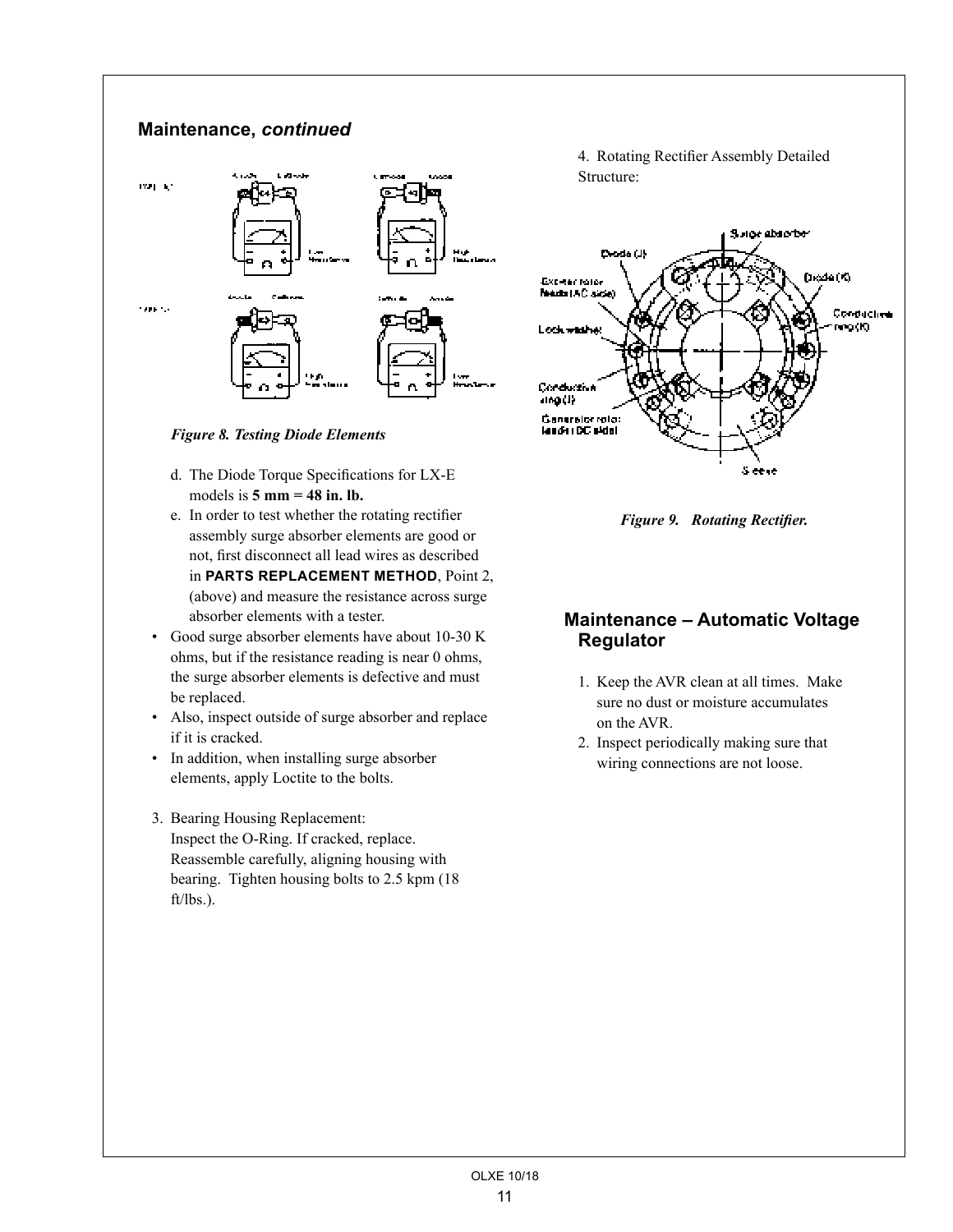## Maintenance, *continued*

*Figure 8. Testing Diode Elements*

d. The Diode Torque Specifications for LX-E models is **5 mm = 48 in. lb.**

e. In order to test whether the rotating rectifier assembly surge absorber elements are good or not, first disconnect all lead wires as described in **PARTS REPLACEMENT METHOD**, Point 2, (above) and measure the resistance across surge absorber elements with a tester.

- Good surge absorber elements have about 10-30 K ohms, but if the resistance reading is near 0 ohms, the surge absorber elements is defective and must be replaced.
- Also, inspect outside of surge absorber and replace if it is cracked.
- In addition, when installing surge absorber elements, apply Loctite to the bolts.

3. Bearing Housing Replacement:
   Inspect the O-Ring. If cracked, replace. Reassemble carefully, aligning housing with bearing. Tighten housing bolts to 2.5 kpm (18 ft/lbs.).

4. Rotating Rectifier Assembly Detailed Structure:

*Figure 9. Rotating Rectifier.*

## Maintenance – Automatic Voltage Regulator

1. Keep the AVR clean at all times. Make sure no dust or moisture accumulates on the AVR.
2. Inspect periodically making sure that wiring connections are not loose.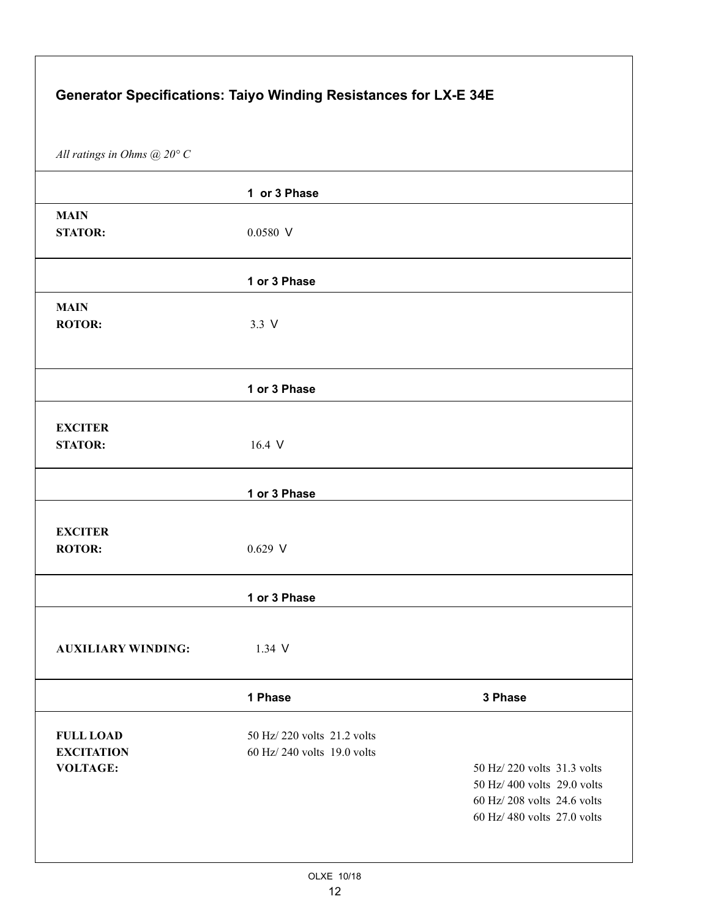## Generator Specifications: Taiyo Winding Resistances for LX-E 34E

*All ratings in Ohms @ 20° C*

| | 1 or 3 Phase | |
|---|---|---|
| **MAIN STATOR:** | 0.0580 V | |
| | **1 or 3 Phase** | |
| **MAIN ROTOR:** | 3.3 V | |
| | **1 or 3 Phase** | |
| **EXCITER STATOR:** | 16.4 V | |
| | **1 or 3 Phase** | |
| **EXCITER ROTOR:** | 0.629 V | |
| | **1 or 3 Phase** | |
| **AUXILIARY WINDING:** | 1.34 V | |
| | **1 Phase** | **3 Phase** |
| **FULL LOAD EXCITATION VOLTAGE:** | 50 Hz/ 220 volts 21.2 volts<br>60 Hz/ 240 volts 19.0 volts | 50 Hz/ 220 volts 31.3 volts<br>50 Hz/ 400 volts 29.0 volts<br>60 Hz/ 208 volts 24.6 volts<br>60 Hz/ 480 volts 27.0 volts |

OLXE 10/18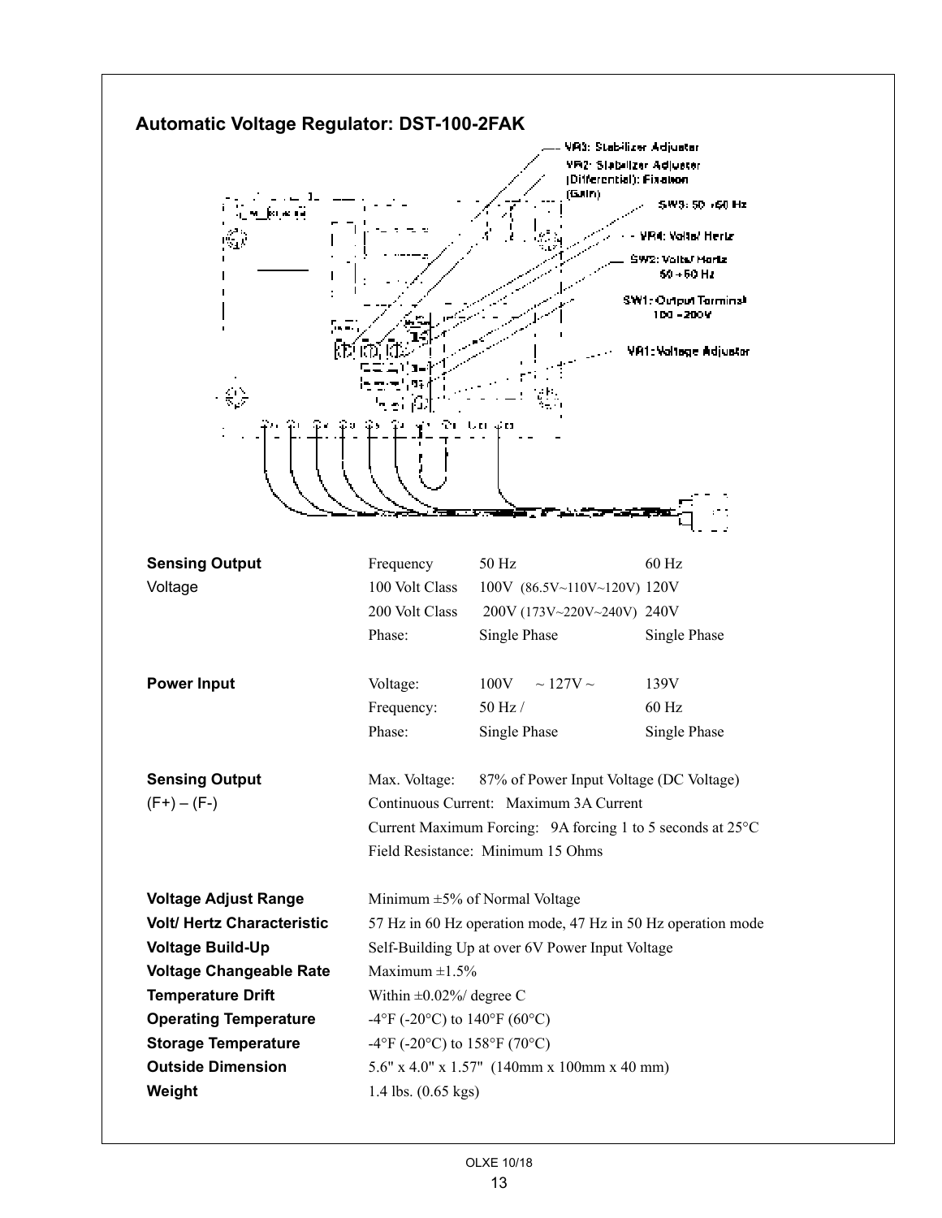## Automatic Voltage Regulator: DST-100-2FAK

VR3: Stabilizer Adjuster
VR2: Stabilizer Adjuster (Differential): Fixation (Gain)
SW3: 50 - 60 Hz
VR4: Volts/ Hertz
SW2: Volts/ Hertz 50 - 60 Hz
SW1: Output Terminal 100 - 200V
VR1: Voltage Adjustor

| | | | |
|---|---|---|---|
| **Sensing Output** | Frequency | 50 Hz | 60 Hz |
| Voltage | 100 Volt Class | 100V (86.5V~110V~120V) | 120V |
| | 200 Volt Class | 200V (173V~220V~240V) | 240V |
| | Phase: | Single Phase | Single Phase |
| **Power Input** | Voltage: | 100V ~ 127V ~ | 139V |
| | Frequency: | 50 Hz / | 60 Hz |
| | Phase: | Single Phase | Single Phase |

**Sensing Output**
(F+) – (F-)

Max. Voltage: 87% of Power Input Voltage (DC Voltage)
Continuous Current: Maximum 3A Current
Current Maximum Forcing: 9A forcing 1 to 5 seconds at 25°C
Field Resistance: Minimum 15 Ohms

| | |
|---|---|
| **Voltage Adjust Range** | Minimum ±5% of Normal Voltage |
| **Volt/ Hertz Characteristic** | 57 Hz in 60 Hz operation mode, 47 Hz in 50 Hz operation mode |
| **Voltage Build-Up** | Self-Building Up at over 6V Power Input Voltage |
| **Voltage Changeable Rate** | Maximum ±1.5% |
| **Temperature Drift** | Within ±0.02%/ degree C |
| **Operating Temperature** | -4°F (-20°C) to 140°F (60°C) |
| **Storage Temperature** | -4°F (-20°C) to 158°F (70°C) |
| **Outside Dimension** | 5.6" x 4.0" x 1.57" (140mm x 100mm x 40 mm) |
| **Weight** | 1.4 lbs. (0.65 kgs) |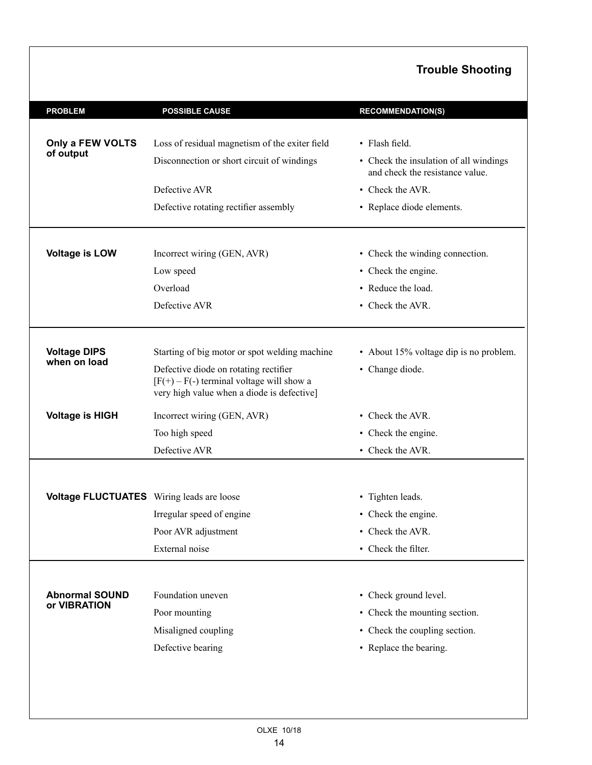## Trouble Shooting

| PROBLEM | POSSIBLE CAUSE | RECOMMENDATION(S) |
|---|---|---|
| **Only a FEW VOLTS of output** | Loss of residual magnetism of the exiter field | • Flash field. |
| | Disconnection or short circuit of windings | • Check the insulation of all windings and check the resistance value. |
| | Defective AVR | • Check the AVR. |
| | Defective rotating rectifier assembly | • Replace diode elements. |
| **Voltage is LOW** | Incorrect wiring (GEN, AVR) | • Check the winding connection. |
| | Low speed | • Check the engine. |
| | Overload | • Reduce the load. |
| | Defective AVR | • Check the AVR. |
| **Voltage DIPS when on load** | Starting of big motor or spot welding machine | • About 15% voltage dip is no problem. |
| | Defective diode on rotating rectifier [F(+) – F(-) terminal voltage will show a very high value when a diode is defective] | • Change diode. |
| **Voltage is HIGH** | Incorrect wiring (GEN, AVR) | • Check the AVR. |
| | Too high speed | • Check the engine. |
| | Defective AVR | • Check the AVR. |
| **Voltage FLUCTUATES** | Wiring leads are loose | • Tighten leads. |
| | Irregular speed of engine | • Check the engine. |
| | Poor AVR adjustment | • Check the AVR. |
| | External noise | • Check the filter. |
| **Abnormal SOUND or VIBRATION** | Foundation uneven | • Check ground level. |
| | Poor mounting | • Check the mounting section. |
| | Misaligned coupling | • Check the coupling section. |
| | Defective bearing | • Replace the bearing. |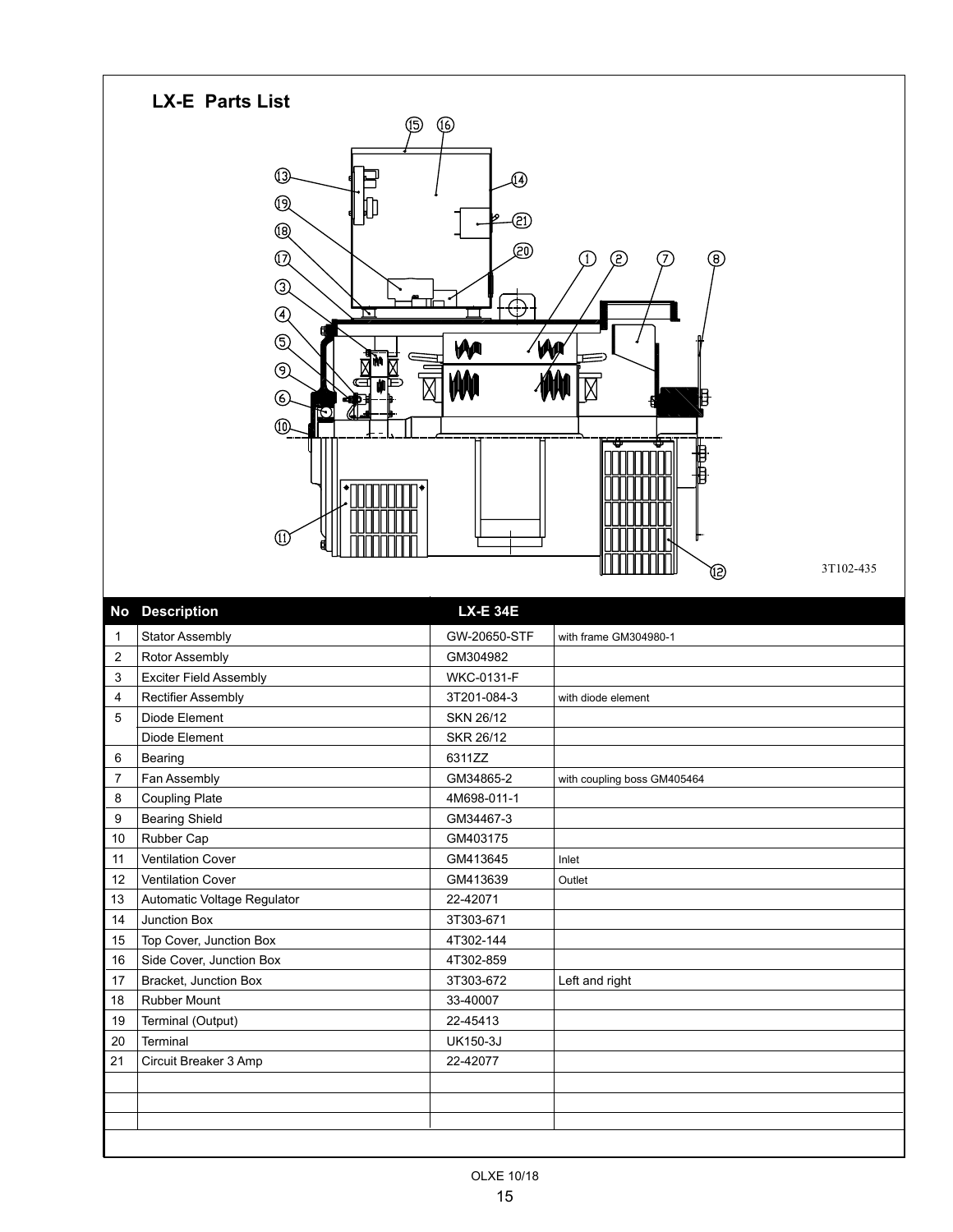## LX-E Parts List

3T102-435

| No | Description | LX-E 34E | |
|---|---|---|---|
| 1 | Stator Assembly | GW-20650-STF | with frame GM304980-1 |
| 2 | Rotor Assembly | GM304982 | |
| 3 | Exciter Field Assembly | WKC-0131-F | |
| 4 | Rectifier Assembly | 3T201-084-3 | with diode element |
| 5 | Diode Element | SKN 26/12 | |
| | Diode Element | SKR 26/12 | |
| 6 | Bearing | 6311ZZ | |
| 7 | Fan Assembly | GM34865-2 | with coupling boss GM405464 |
| 8 | Coupling Plate | 4M698-011-1 | |
| 9 | Bearing Shield | GM34467-3 | |
| 10 | Rubber Cap | GM403175 | |
| 11 | Ventilation Cover | GM413645 | Inlet |
| 12 | Ventilation Cover | GM413639 | Outlet |
| 13 | Automatic Voltage Regulator | 22-42071 | |
| 14 | Junction Box | 3T303-671 | |
| 15 | Top Cover, Junction Box | 4T302-144 | |
| 16 | Side Cover, Junction Box | 4T302-859 | |
| 17 | Bracket, Junction Box | 3T303-672 | Left and right |
| 18 | Rubber Mount | 33-40007 | |
| 19 | Terminal (Output) | 22-45413 | |
| 20 | Terminal | UK150-3J | |
| 21 | Circuit Breaker 3 Amp | 22-42077 | |

OLXE 10/18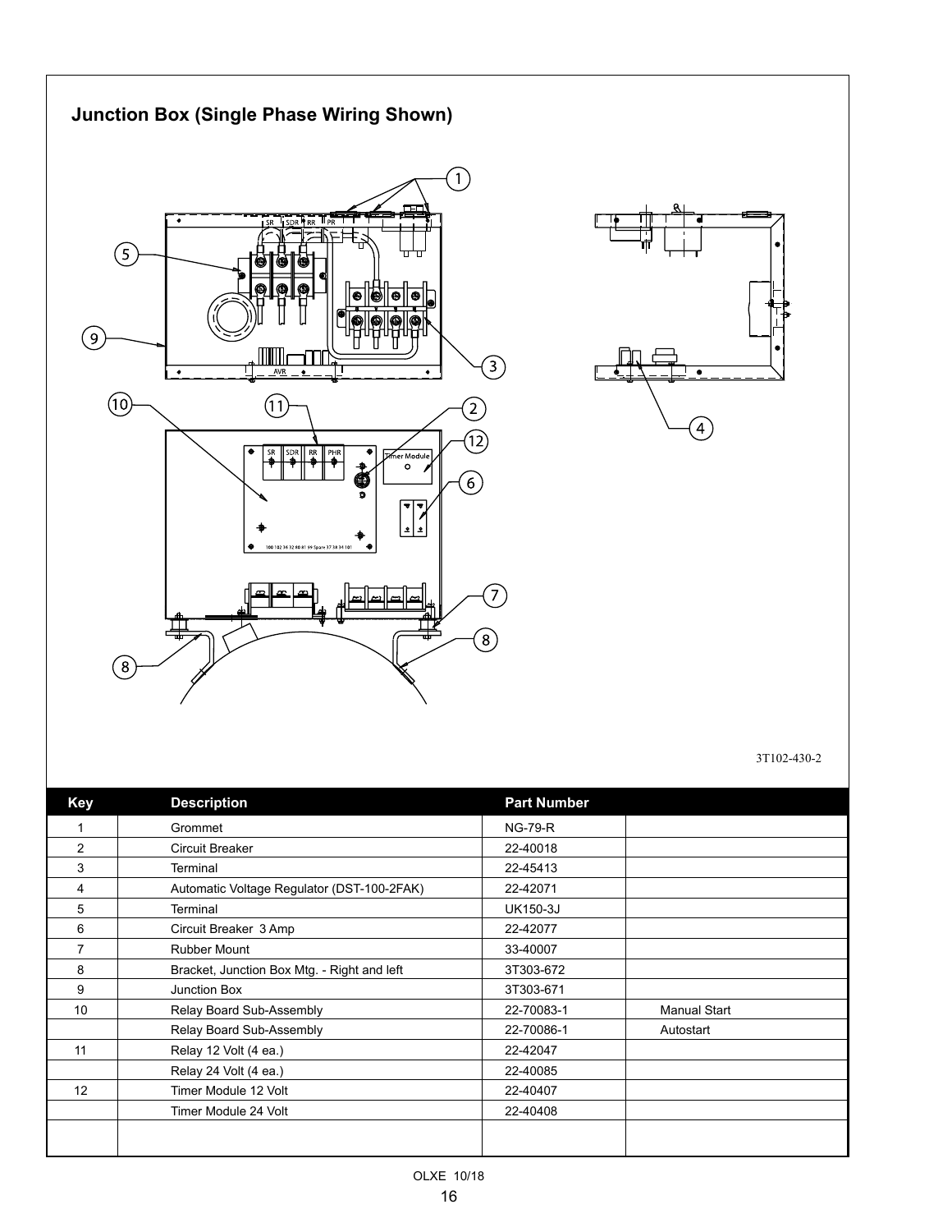## Junction Box (Single Phase Wiring Shown)

3T102-430-2

| Key | Description | Part Number | |
|---|---|---|---|
| 1 | Grommet | NG-79-R | |
| 2 | Circuit Breaker | 22-40018 | |
| 3 | Terminal | 22-45413 | |
| 4 | Automatic Voltage Regulator (DST-100-2FAK) | 22-42071 | |
| 5 | Terminal | UK150-3J | |
| 6 | Circuit Breaker 3 Amp | 22-42077 | |
| 7 | Rubber Mount | 33-40007 | |
| 8 | Bracket, Junction Box Mtg. - Right and left | 3T303-672 | |
| 9 | Junction Box | 3T303-671 | |
| 10 | Relay Board Sub-Assembly | 22-70083-1 | Manual Start |
| | Relay Board Sub-Assembly | 22-70086-1 | Autostart |
| 11 | Relay 12 Volt (4 ea.) | 22-42047 | |
| | Relay 24 Volt (4 ea.) | 22-40085 | |
| 12 | Timer Module 12 Volt | 22-40407 | |
| | Timer Module 24 Volt | 22-40408 | |

OLXE 10/18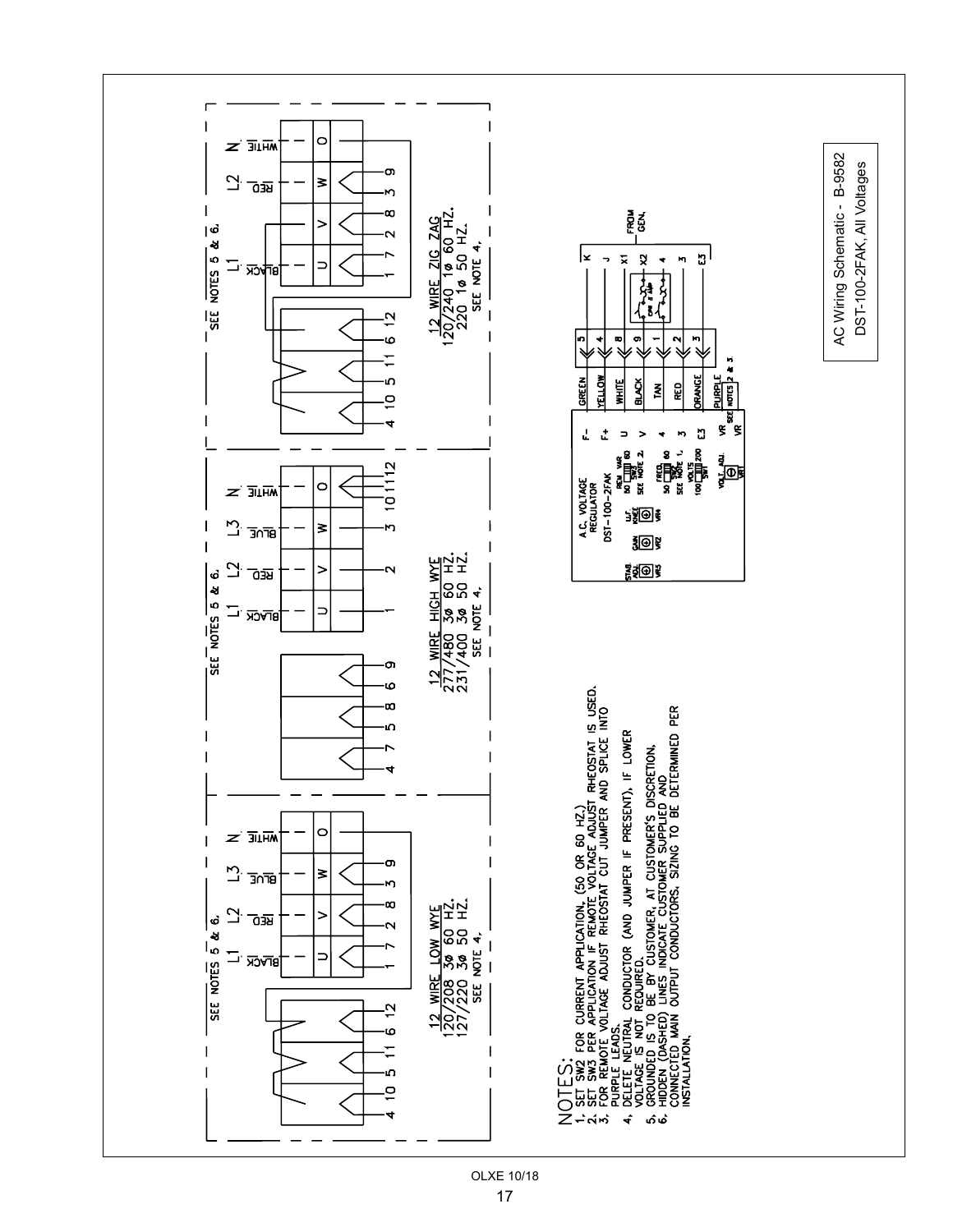AC Wiring Schematic - B-9582
DST-100-2FAK, All Voltages

SEE NOTES 5 & 6.

L1 L2 L3 N

BLACK RED BLUE WHITE

U V W O

12 WIRE LOW WYE
120/208 3ø 60 HZ.
127/220 3ø 50 HZ.
SEE NOTE 4.

SEE NOTES 5 & 6.

12 WIRE HIGH WYE
277/480 3ø 60 HZ.
231/400 3ø 50 HZ.
SEE NOTE 4.

SEE NOTES 5 & 6.

L1 L2 N

12 WIRE ZIG ZAG
120/240 1ø 60 HZ.
220 1ø 50 HZ.
SEE NOTE 4.

A.C. VOLTAGE REGULATOR
DST-100-2FAK

STAB. ADJ. VR5 | GAIN VR2 | U.F. KNEE VR4 | REM VAR 50 SW3 60 SEE NOTE 2. | FREQ. 50 SW2 60 SEE NOTE 1. | VOLTS 100 SW1 200 | VOLT. ADJ. VR1

| Terminal | Lead | Connector | From Gen. |
|---|---|---|---|
| F- | GREEN | 5 | K |
| F+ | YELLOW | 4 | J |
| U | WHITE | 8 | X1 |
| V | BLACK | 9 | X2 |
| 4 | TAN | 1 | 4 |
| 3 | RED | 2 | 3 |
| E3 | ORANGE | 3 | E3 |
| VR | PURPLE | SEE NOTES 2 & 3 | |
| VR | | | |

CM 8 AMP

FROM GEN.

NOTES:
1. SET SW2 FOR CURRENT APPLICATION. (50 OR 60 HZ.)
2. SET SW3 PER APPLICATION IF REMOTE VOLTAGE ADJUST RHEOSTAT IS USED.
3. FOR REMOTE VOLTAGE ADJUST RHEOSTAT CUT JUMPER AND SPLICE INTO PURPLE LEADS.
4. DELETE NEUTRAL CONDUCTOR (AND JUMPER IF PRESENT), IF LOWER VOLTAGE IS NOT REQUIRED.
5. GROUNDED IS TO BE BY CUSTOMER, AT CUSTOMER'S DISCRETION.
6. HIDDEN (DASHED) LINES INDICATE CUSTOMER SUPPLIED AND CONNECTED MAIN OUTPUT CONDUCTORS, SIZING TO BE DETERMINED PER INSTALLATION.

OLXE 10/18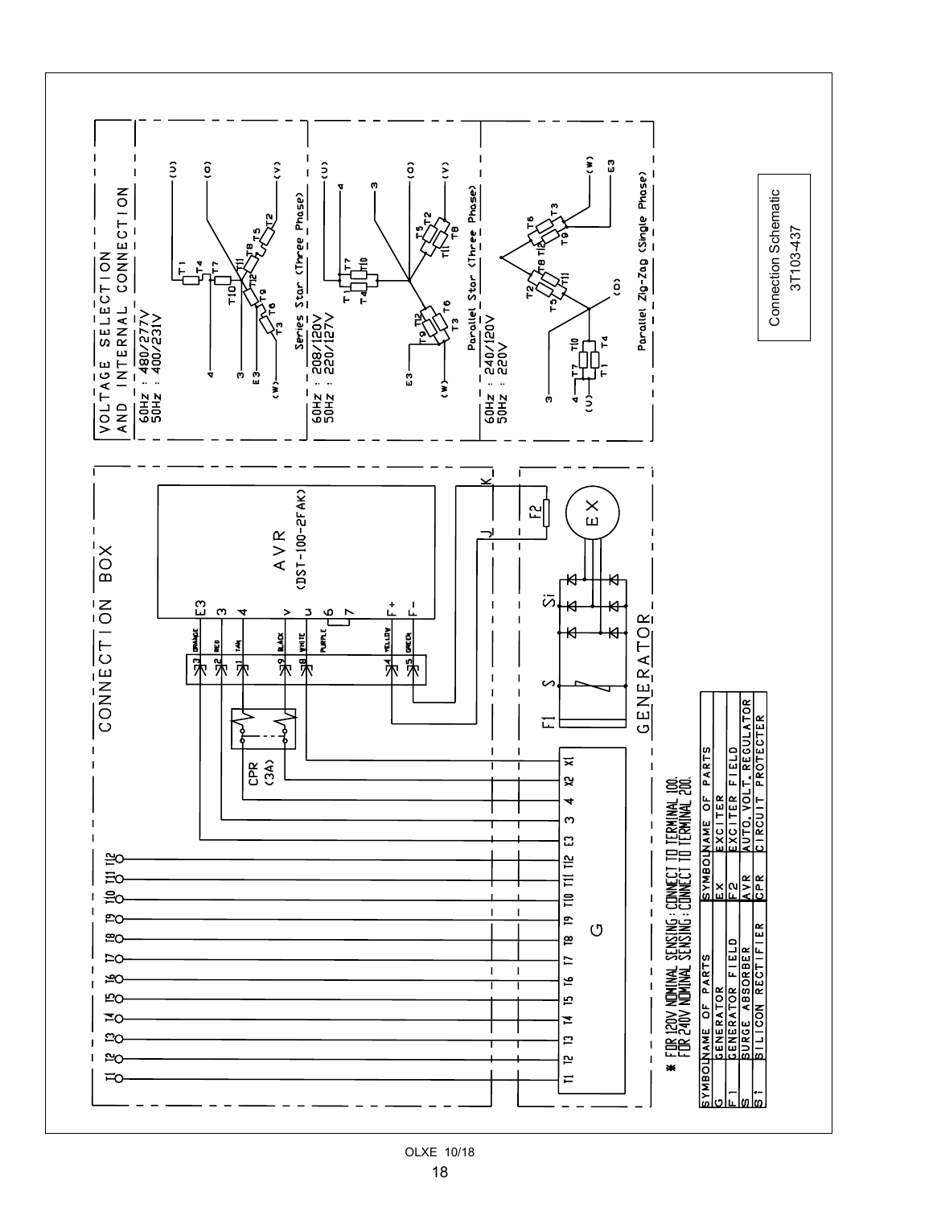# CONNECTION BOX

AVR (DST-100-2FAK)

E3, 3, 4, V, U, 6, 7, F+, F-

3 ORANGE, 2 RED, 1 TAN, 9 BLACK, 8 WHITE, PURPLE, 4 YELLOW, 5 GREEN

CPR (3A)

J, K, F2, EX, Si, S, F1

GENERATOR

G

T1 T2 T3 T4 T5 T6 T7 T8 T9 T10 T11 T12 E3 3 4 X2 X1

# VOLTAGE SELECTION AND INTERNAL CONNECTION

60Hz : 480/277V
50Hz : 400/231V

Series Star (Three Phase)

60Hz : 208/120V
50Hz : 220/127V

Parallel Star (Three Phase)

60Hz : 240/120V
50Hz : 220V

Parallel Zig-Zag (Single Phase)

\* FOR 120V NOMINAL SENSING: CONNECT TO TERMINAL 100.
FOR 240V NOMINAL SENSING: CONNECT TO TERMINAL 200.

| SYMBOL | NAME OF PARTS | SYMBOL | NAME OF PARTS |
|---|---|---|---|
| G | GENERATOR | EX | EXCITER |
| F1 | GENERATOR FIELD | F2 | EXCITER FIELD |
| S | SURGE ABSORBER | AVR | AUTO. VOLT. REGULATOR |
| Si | SILICON RECTIFIER | CPR | CIRCUIT PROTECTER |

Connection Schematic
3T103-437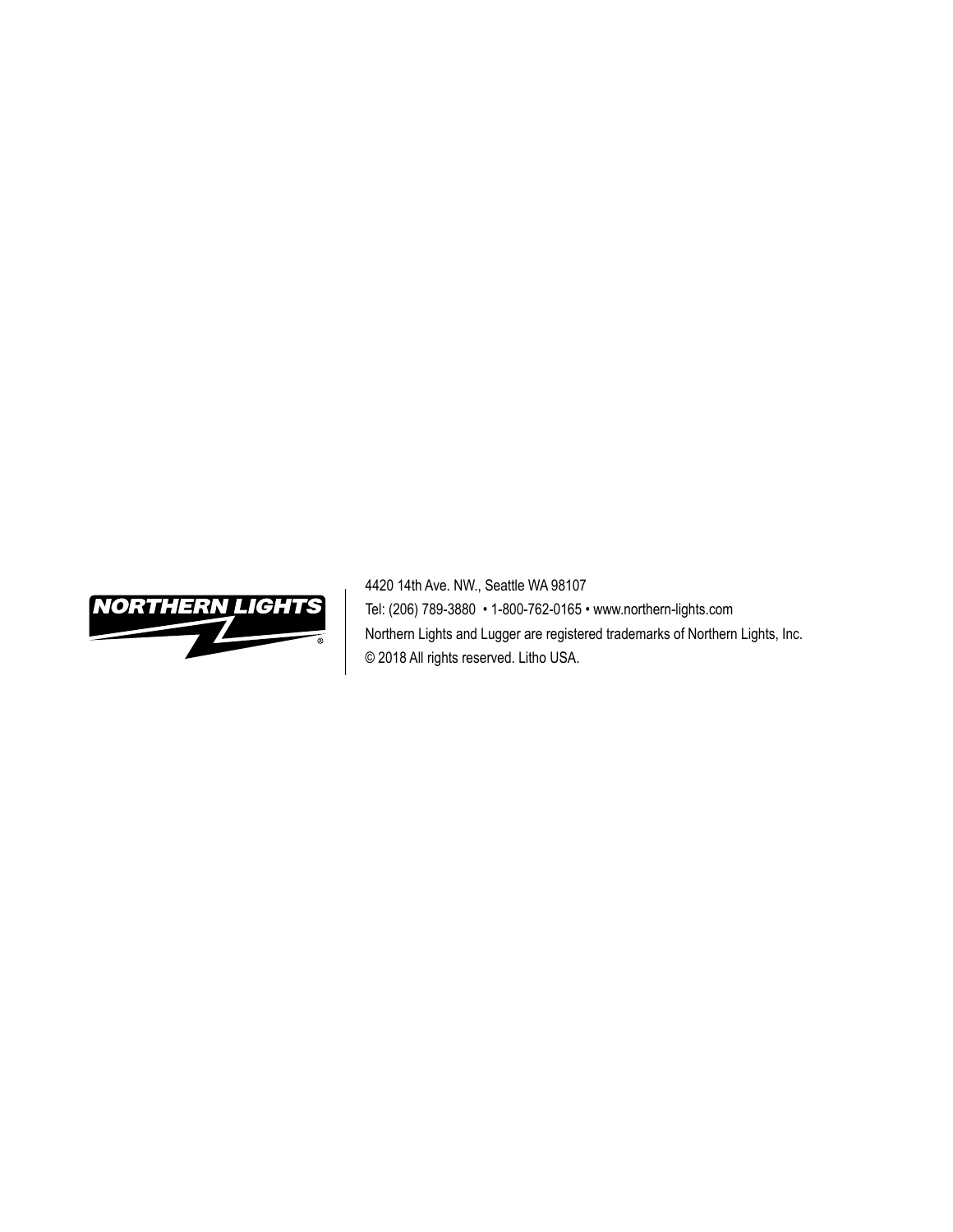NORTHERN LIGHTS

4420 14th Ave. NW., Seattle WA 98107

Tel: (206) 789-3880 • 1-800-762-0165 • www.northern-lights.com

Northern Lights and Lugger are registered trademarks of Northern Lights, Inc.

© 2018 All rights reserved. Litho USA.